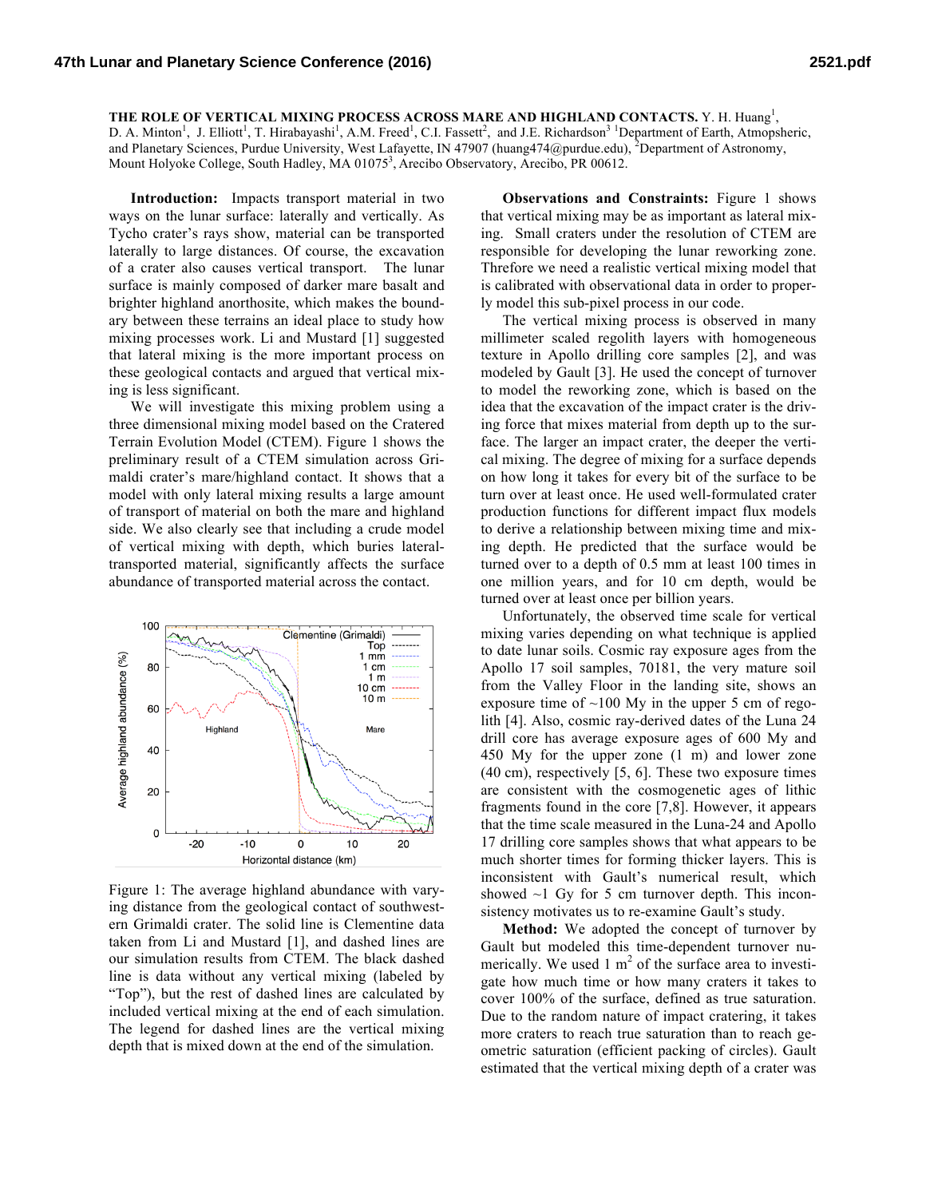# THE ROLE OF VERTICAL MIXING PROCESS ACROSS MARE AND HIGHLAND CONTACTS.

Y. H. Huang[1], D. A. Minton[1], J. Elliott[1], T. Hirabayashi[1], A.M. Freed[1], C.I. Fassett[2], and J.E. Richardson[3] [1]Department of Earth, Atmospheric, and Planetary Sciences, Purdue University, West Lafayette, IN 47907 (huang474@purdue.edu), [2]Department of Astronomy, Mount Holyoke College, South Hadley, MA 01075[3], Arecibo Observatory, Arecibo, PR 00612.

**Introduction:** Impacts transport material in two ways on the lunar surface: laterally and vertically. As Tycho crater's rays show, material can be transported laterally to large distances. Of course, the excavation of a crater also causes vertical transport. The lunar surface is mainly composed of darker mare basalt and brighter highland anorthosite, which makes the boundary between these terrains an ideal place to study how mixing processes work. Li and Mustard [1] suggested that lateral mixing is the more important process on these geological contacts and argued that vertical mixing is less significant.

We will investigate this mixing problem using a three dimensional mixing model based on the Cratered Terrain Evolution Model (CTEM). Figure 1 shows the preliminary result of a CTEM simulation across Grimaldi crater's mare/highland contact. It shows that a model with only lateral mixing results a large amount of transport of material on both the mare and highland side. We also clearly see that including a crude model of vertical mixing with depth, which buries lateral-transported material, significantly affects the surface abundance of transported material across the contact.

Figure 1: The average highland abundance with varying distance from the geological contact of southwestern Grimaldi crater. The solid line is Clementine data taken from Li and Mustard [1], and dashed lines are our simulation results from CTEM. The black dashed line is data without any vertical mixing (labeled by "Top"), but the rest of dashed lines are calculated by included vertical mixing at the end of each simulation. The legend for dashed lines are the vertical mixing depth that is mixed down at the end of the simulation.

**Observations and Constraints:** Figure 1 shows that vertical mixing may be as important as lateral mixing. Small craters under the resolution of CTEM are responsible for developing the lunar reworking zone. Threfore we need a realistic vertical mixing model that is calibrated with observational data in order to properly model this sub-pixel process in our code.

The vertical mixing process is observed in many millimeter scaled regolith layers with homogeneous texture in Apollo drilling core samples [2], and was modeled by Gault [3]. He used the concept of turnover to model the reworking zone, which is based on the idea that the excavation of the impact crater is the driving force that mixes material from depth up to the surface. The larger an impact crater, the deeper the vertical mixing. The degree of mixing for a surface depends on how long it takes for every bit of the surface to be turn over at least once. He used well-formulated crater production functions for different impact flux models to derive a relationship between mixing time and mixing depth. He predicted that the surface would be turned over to a depth of 0.5 mm at least 100 times in one million years, and for 10 cm depth, would be turned over at least once per billion years.

Unfortunately, the observed time scale for vertical mixing varies depending on what technique is applied to date lunar soils. Cosmic ray exposure ages from the Apollo 17 soil samples, 70181, the very mature soil from the Valley Floor in the landing site, shows an exposure time of ~100 My in the upper 5 cm of regolith [4]. Also, cosmic ray-derived dates of the Luna 24 drill core has average exposure ages of 600 My and 450 My for the upper zone (1 m) and lower zone (40 cm), respectively [5, 6]. These two exposure times are consistent with the cosmogenetic ages of lithic fragments found in the core [7,8]. However, it appears that the time scale measured in the Luna-24 and Apollo 17 drilling core samples shows that what appears to be much shorter times for forming thicker layers. This is inconsistent with Gault's numerical result, which showed ~1 Gy for 5 cm turnover depth. This inconsistency motivates us to re-examine Gault's study.

**Method:** We adopted the concept of turnover by Gault but modeled this time-dependent turnover numerically. We used 1 $m^2$ of the surface area to investigate how much time or how many craters it takes to cover 100% of the surface, defined as true saturation. Due to the random nature of impact cratering, it takes more craters to reach true saturation than to reach geometric saturation (efficient packing of circles). Gault estimated that the vertical mixing depth of a crater was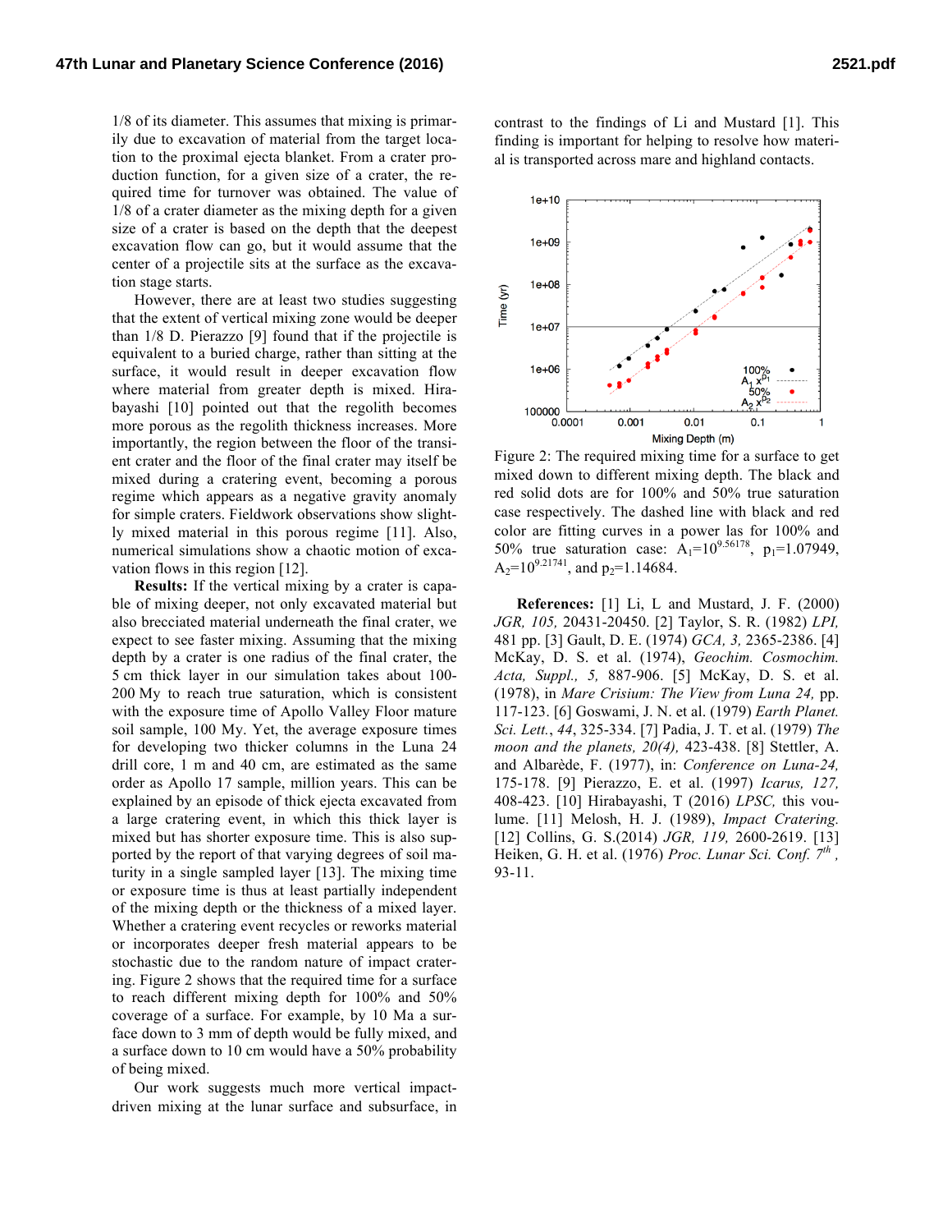1/8 of its diameter. This assumes that mixing is primarily due to excavation of material from the target location to the proximal ejecta blanket. From a crater production function, for a given size of a crater, the required time for turnover was obtained. The value of 1/8 of a crater diameter as the mixing depth for a given size of a crater is based on the depth that the deepest excavation flow can go, but it would assume that the center of a projectile sits at the surface as the excavation stage starts.

However, there are at least two studies suggesting that the extent of vertical mixing zone would be deeper than 1/8 D. Pierazzo [9] found that if the projectile is equivalent to a buried charge, rather than sitting at the surface, it would result in deeper excavation flow where material from greater depth is mixed. Hirabayashi [10] pointed out that the regolith becomes more porous as the regolith thickness increases. More importantly, the region between the floor of the transient crater and the floor of the final crater may itself be mixed during a cratering event, becoming a porous regime which appears as a negative gravity anomaly for simple craters. Fieldwork observations show slightly mixed material in this porous regime [11]. Also, numerical simulations show a chaotic motion of excavation flows in this region [12].

**Results:** If the vertical mixing by a crater is capable of mixing deeper, not only excavated material but also brecciated material underneath the final crater, we expect to see faster mixing. Assuming that the mixing depth by a crater is one radius of the final crater, the 5 cm thick layer in our simulation takes about 100-200 My to reach true saturation, which is consistent with the exposure time of Apollo Valley Floor mature soil sample, 100 My. Yet, the average exposure times for developing two thicker columns in the Luna 24 drill core, 1 m and 40 cm, are estimated as the same order as Apollo 17 sample, million years. This can be explained by an episode of thick ejecta excavated from a large cratering event, in which this thick layer is mixed but has shorter exposure time. This is also supported by the report of that varying degrees of soil maturity in a single sampled layer [13]. The mixing time or exposure time is thus at least partially independent of the mixing depth or the thickness of a mixed layer. Whether a cratering event recycles or reworks material or incorporates deeper fresh material appears to be stochastic due to the random nature of impact cratering. Figure 2 shows that the required time for a surface to reach different mixing depth for 100% and 50% coverage of a surface. For example, by 10 Ma a surface down to 3 mm of depth would be fully mixed, and a surface down to 10 cm would have a 50% probability of being mixed.

Our work suggests much more vertical impact-driven mixing at the lunar surface and subsurface, in contrast to the findings of Li and Mustard [1]. This finding is important for helping to resolve how material is transported across mare and highland contacts.

Time (yr)
1e+10
1e+09
1e+08
1e+07
1e+06
100000
0.0001
0.001
0.01
0.1
1
Mixing Depth (m)
100%
$A_1 x^{p_1}$
50%
$A_2 x^{p_2}$

Figure 2: The required mixing time for a surface to get mixed down to different mixing depth. The black and red solid dots are for 100% and 50% true saturation case respectively. The dashed line with black and red color are fitting curves in a power las for 100% and 50% true saturation case: $A_1=10^{9.56178}$, $p_1=1.07949$, $A_2=10^{9.21741}$, and $p_2=1.14684$.

**References:** [1] Li, L and Mustard, J. F. (2000) *JGR, 105,* 20431-20450. [2] Taylor, S. R. (1982) *LPI,* 481 pp. [3] Gault, D. E. (1974) *GCA, 3,* 2365-2386. [4] McKay, D. S. et al. (1974), *Geochim. Cosmochim. Acta, Suppl., 5,* 887-906. [5] McKay, D. S. et al. (1978), in *Mare Crisium: The View from Luna 24,* pp. 117-123. [6] Goswami, J. N. et al. (1979) *Earth Planet. Sci. Lett.*, *44*, 325-334. [7] Padia, J. T. et al. (1979) *The moon and the planets, 20(4),* 423-438. [8] Stettler, A. and Albarède, F. (1977), in: *Conference on Luna-24,* 175-178. [9] Pierazzo, E. et al. (1997) *Icarus, 127,* 408-423. [10] Hirabayashi, T (2016) *LPSC,* this voulume. [11] Melosh, H. J. (1989), *Impact Cratering.* [12] Collins, G. S.(2014) *JGR, 119,* 2600-2619. [13] Heiken, G. H. et al. (1976) *Proc. Lunar Sci. Conf. 7th*, 93-11.